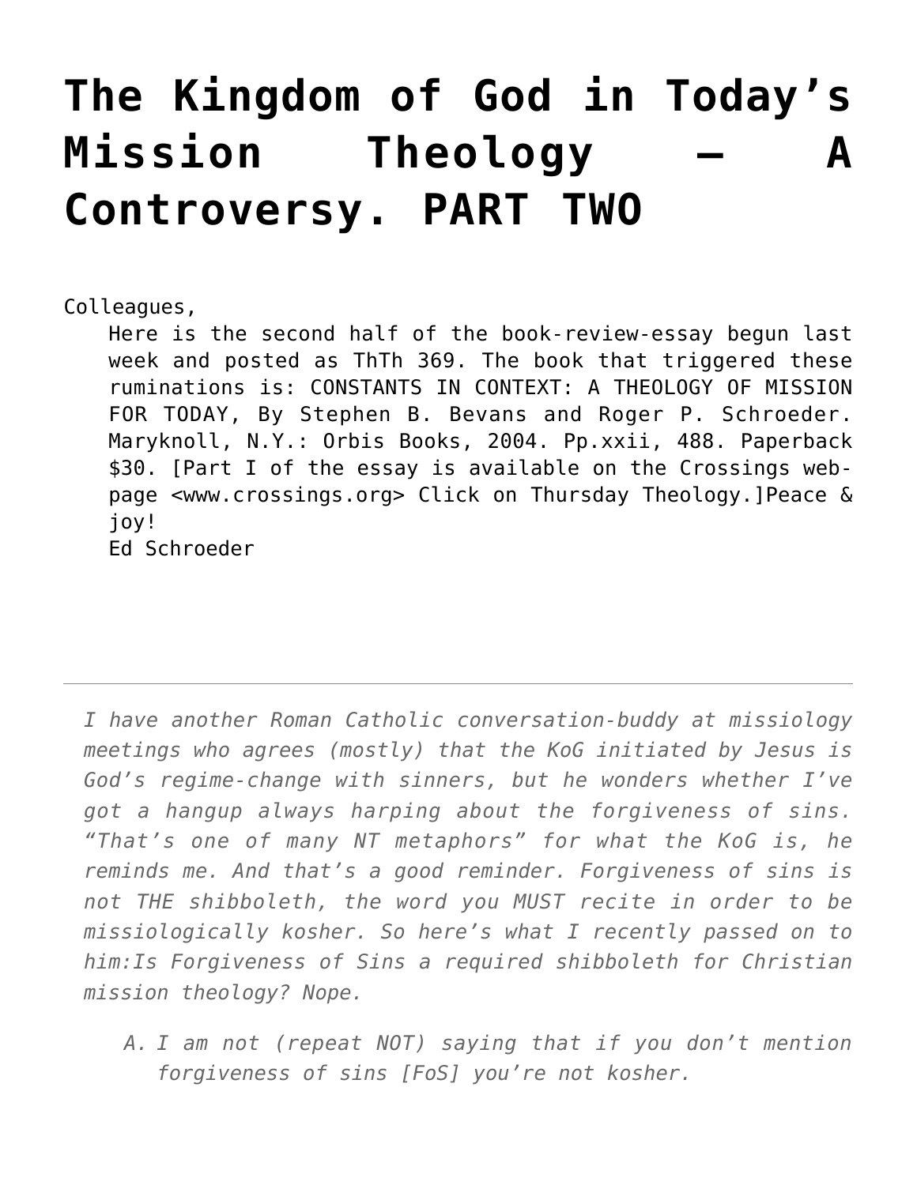# The Kingdom of God in Today's Mission Theology – A Controversy. PART TWO

Colleagues,

Here is the second half of the book-review-essay begun last week and posted as ThTh 369. The book that triggered these ruminations is: CONSTANTS IN CONTEXT: A THEOLOGY OF MISSION FOR TODAY, By Stephen B. Bevans and Roger P. Schroeder. Maryknoll, N.Y.: Orbis Books, 2004. Pp.xxii, 488. Paperback $30. [Part I of the essay is available on the Crossings web-page <www.crossings.org> Click on Thursday Theology.]Peace & joy!
Ed Schroeder

---

*I have another Roman Catholic conversation-buddy at missiology meetings who agrees (mostly) that the KoG initiated by Jesus is God's regime-change with sinners, but he wonders whether I've got a hangup always harping about the forgiveness of sins. "That's one of many NT metaphors" for what the KoG is, he reminds me. And that's a good reminder. Forgiveness of sins is not THE shibboleth, the word you MUST recite in order to be missiologically kosher. So here's what I recently passed on to him:Is Forgiveness of Sins a required shibboleth for Christian mission theology? Nope.*

A. *I am not (repeat NOT) saying that if you don't mention forgiveness of sins [FoS] you're not kosher.*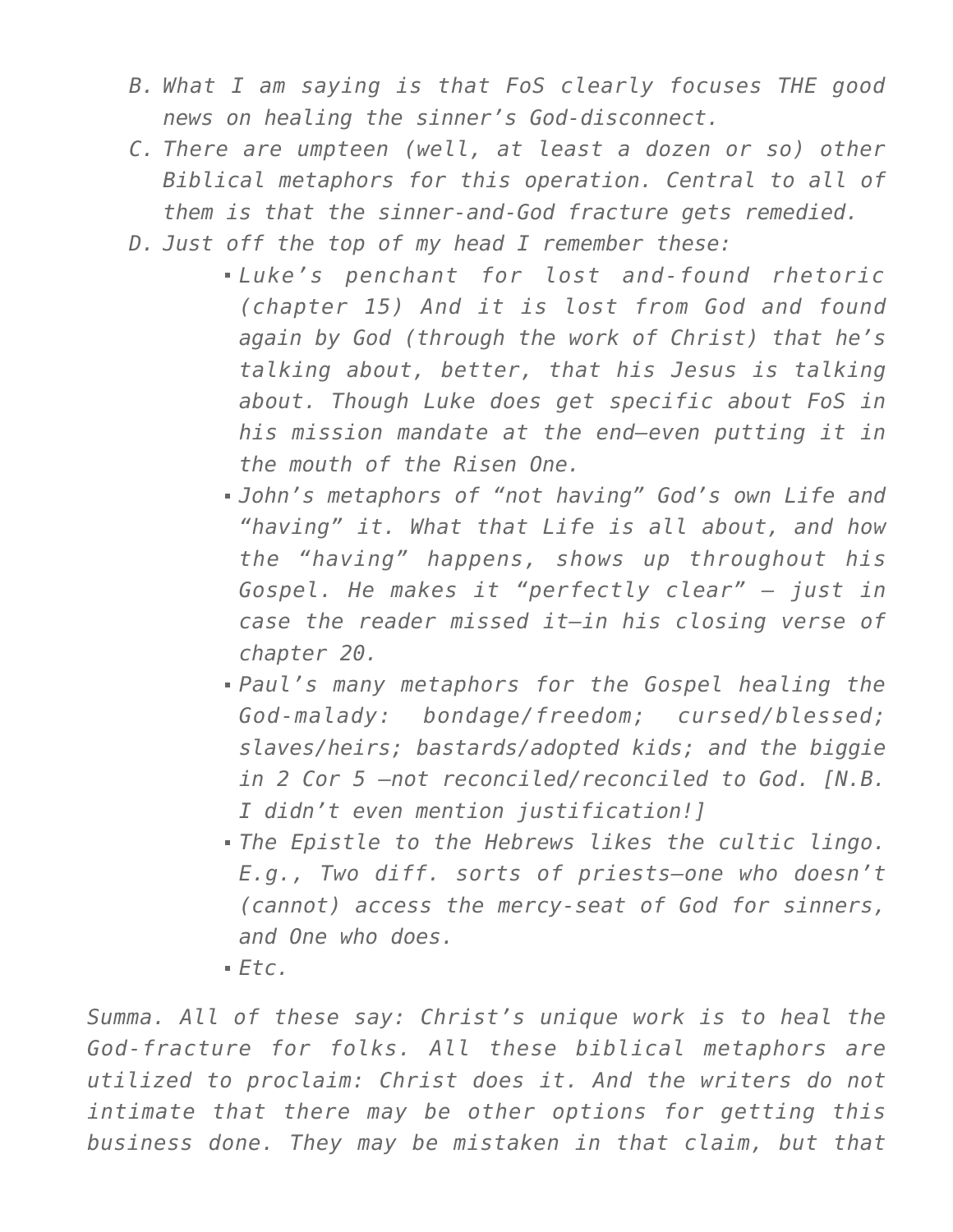B. *What I am saying is that FoS clearly focuses THE good news on healing the sinner's God-disconnect.*
C. *There are umpteen (well, at least a dozen or so) other Biblical metaphors for this operation. Central to all of them is that the sinner-and-God fracture gets remedied.*
D. *Just off the top of my head I remember these:*
    - *Luke's penchant for lost and-found rhetoric (chapter 15) And it is lost from God and found again by God (through the work of Christ) that he's talking about, better, that his Jesus is talking about. Though Luke does get specific about FoS in his mission mandate at the end—even putting it in the mouth of the Risen One.*
    - *John's metaphors of "not having" God's own Life and "having" it. What that Life is all about, and how the "having" happens, shows up throughout his Gospel. He makes it "perfectly clear" – just in case the reader missed it—in his closing verse of chapter 20.*
    - *Paul's many metaphors for the Gospel healing the God-malady: bondage/freedom; cursed/blessed; slaves/heirs; bastards/adopted kids; and the biggie in 2 Cor 5 —not reconciled/reconciled to God. [N.B. I didn't even mention justification!]*
    - *The Epistle to the Hebrews likes the cultic lingo. E.g., Two diff. sorts of priests—one who doesn't (cannot) access the mercy-seat of God for sinners, and One who does.*
    - *Etc.*

*Summa. All of these say: Christ's unique work is to heal the God-fracture for folks. All these biblical metaphors are utilized to proclaim: Christ does it. And the writers do not intimate that there may be other options for getting this business done. They may be mistaken in that claim, but that*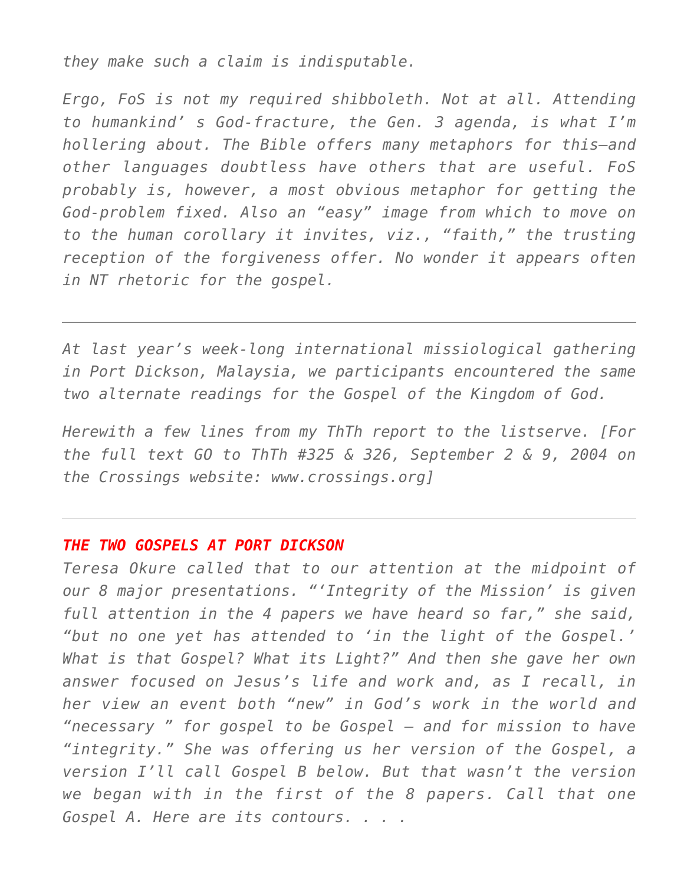*they make such a claim is indisputable.*

*Ergo, FoS is not my required shibboleth. Not at all. Attending to humankind' s God-fracture, the Gen. 3 agenda, is what I'm hollering about. The Bible offers many metaphors for this—and other languages doubtless have others that are useful. FoS probably is, however, a most obvious metaphor for getting the God-problem fixed. Also an "easy" image from which to move on to the human corollary it invites, viz., "faith," the trusting reception of the forgiveness offer. No wonder it appears often in NT rhetoric for the gospel.*

---

*At last year's week-long international missiological gathering in Port Dickson, Malaysia, we participants encountered the same two alternate readings for the Gospel of the Kingdom of God.*

*Herewith a few lines from my ThTh report to the listserve. [For the full text GO to ThTh #325 & 326, September 2 & 9, 2004 on the Crossings website: www.crossings.org]*

---

***THE TWO GOSPELS AT PORT DICKSON***

*Teresa Okure called that to our attention at the midpoint of our 8 major presentations. "'Integrity of the Mission' is given full attention in the 4 papers we have heard so far," she said, "but no one yet has attended to 'in the light of the Gospel.' What is that Gospel? What its Light?" And then she gave her own answer focused on Jesus's life and work and, as I recall, in her view an event both "new" in God's work in the world and "necessary " for gospel to be Gospel – and for mission to have "integrity." She was offering us her version of the Gospel, a version I'll call Gospel B below. But that wasn't the version we began with in the first of the 8 papers. Call that one Gospel A. Here are its contours. . . .*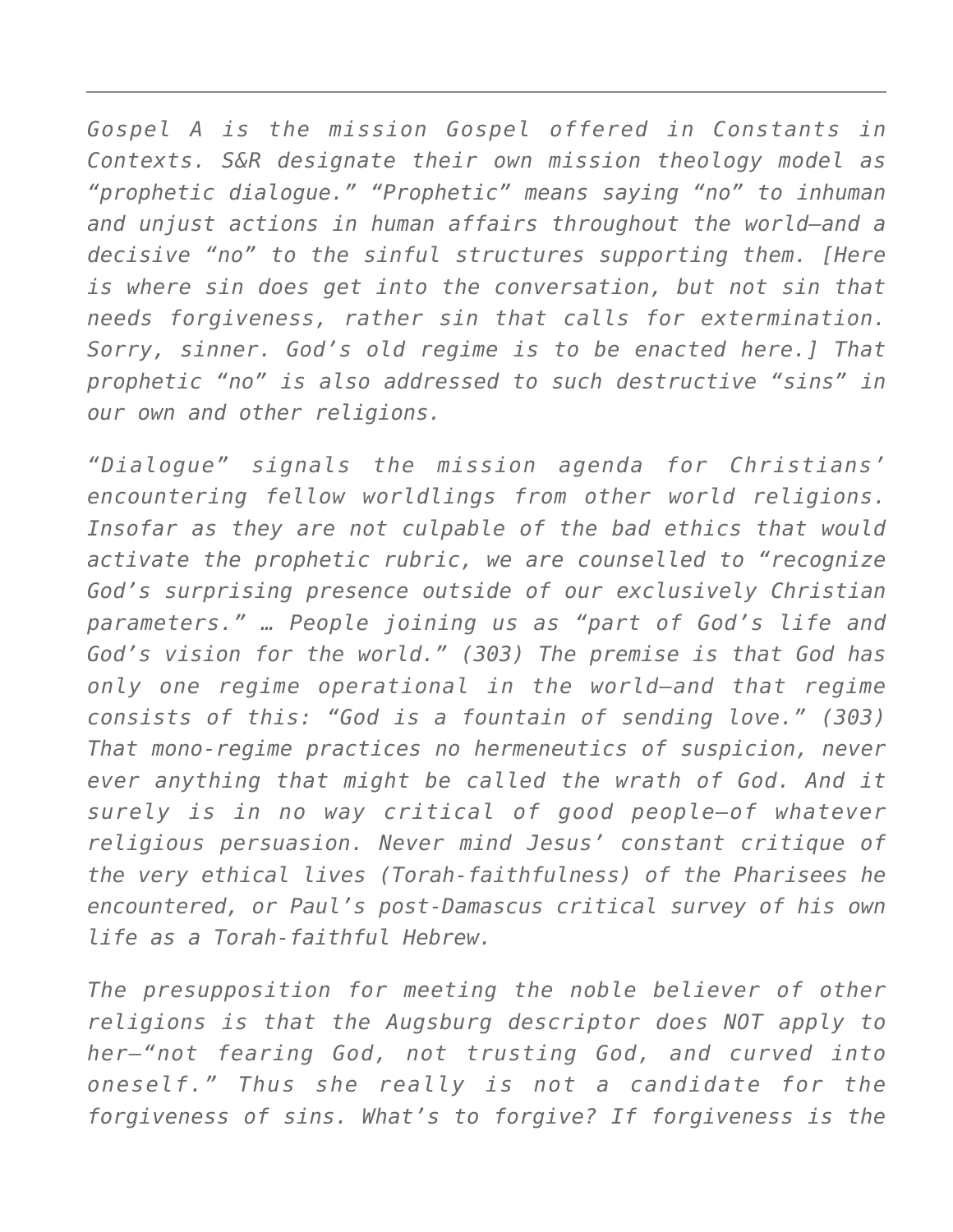---

*Gospel A is the mission Gospel offered in Constants in Contexts. S&R designate their own mission theology model as "prophetic dialogue." "Prophetic" means saying "no" to inhuman and unjust actions in human affairs throughout the world—and a decisive "no" to the sinful structures supporting them. [Here is where sin does get into the conversation, but not sin that needs forgiveness, rather sin that calls for extermination. Sorry, sinner. God's old regime is to be enacted here.] That prophetic "no" is also addressed to such destructive "sins" in our own and other religions.*

*"Dialogue" signals the mission agenda for Christians' encountering fellow worldlings from other world religions. Insofar as they are not culpable of the bad ethics that would activate the prophetic rubric, we are counselled to "recognize God's surprising presence outside of our exclusively Christian parameters." … People joining us as "part of God's life and God's vision for the world." (303) The premise is that God has only one regime operational in the world—and that regime consists of this: "God is a fountain of sending love." (303) That mono-regime practices no hermeneutics of suspicion, never ever anything that might be called the wrath of God. And it surely is in no way critical of good people—of whatever religious persuasion. Never mind Jesus' constant critique of the very ethical lives (Torah-faithfulness) of the Pharisees he encountered, or Paul's post-Damascus critical survey of his own life as a Torah-faithful Hebrew.*

*The presupposition for meeting the noble believer of other religions is that the Augsburg descriptor does NOT apply to her—"not fearing God, not trusting God, and curved into oneself." Thus she really is not a candidate for the forgiveness of sins. What's to forgive? If forgiveness is the*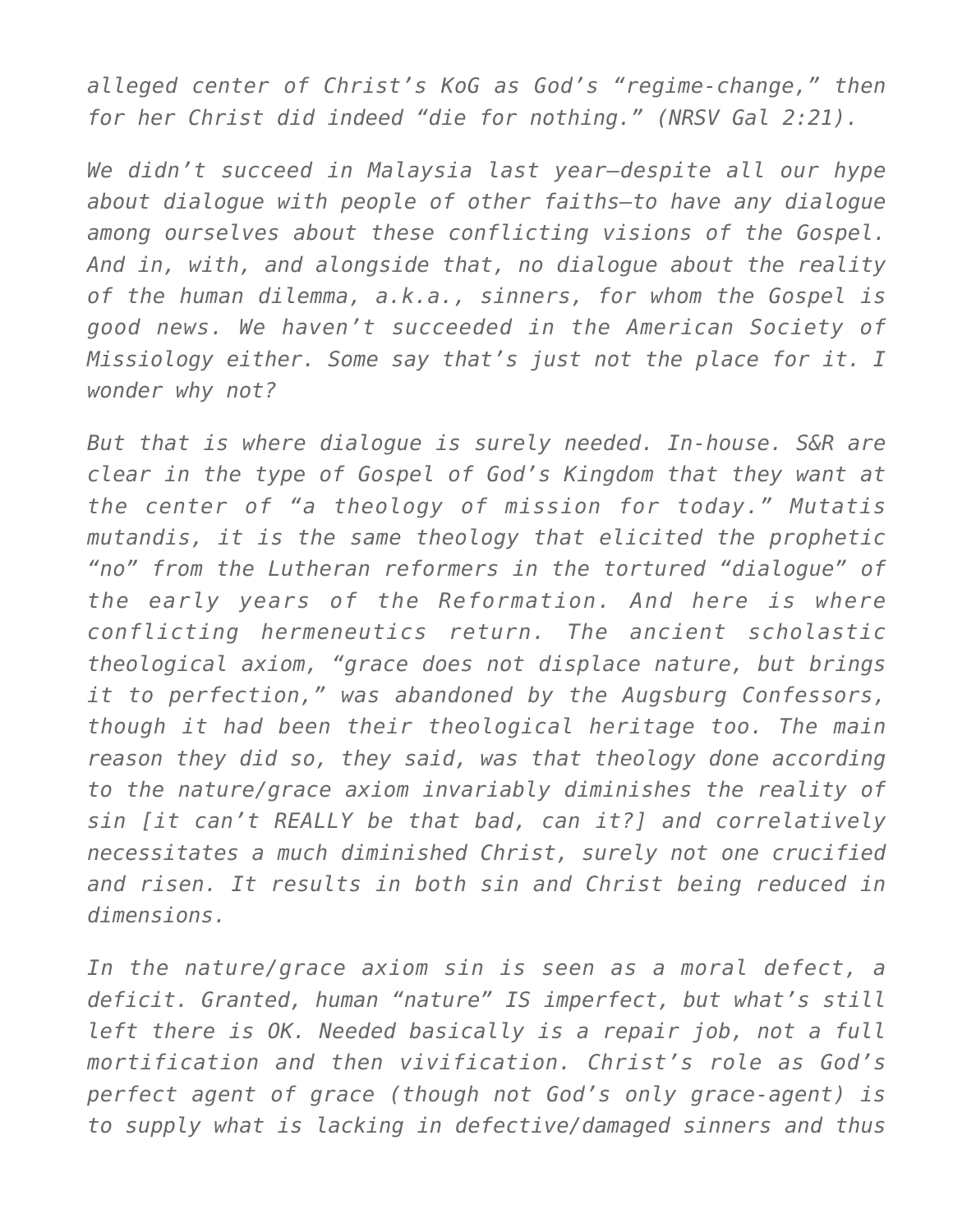*alleged center of Christ's KoG as God's "regime-change," then for her Christ did indeed "die for nothing." (NRSV Gal 2:21).*

*We didn't succeed in Malaysia last year—despite all our hype about dialogue with people of other faiths—to have any dialogue among ourselves about these conflicting visions of the Gospel. And in, with, and alongside that, no dialogue about the reality of the human dilemma, a.k.a., sinners, for whom the Gospel is good news. We haven't succeeded in the American Society of Missiology either. Some say that's just not the place for it. I wonder why not?*

*But that is where dialogue is surely needed. In-house. S&R are clear in the type of Gospel of God's Kingdom that they want at the center of "a theology of mission for today." Mutatis mutandis, it is the same theology that elicited the prophetic "no" from the Lutheran reformers in the tortured "dialogue" of the early years of the Reformation. And here is where conflicting hermeneutics return. The ancient scholastic theological axiom, "grace does not displace nature, but brings it to perfection," was abandoned by the Augsburg Confessors, though it had been their theological heritage too. The main reason they did so, they said, was that theology done according to the nature/grace axiom invariably diminishes the reality of sin [it can't REALLY be that bad, can it?] and correlatively necessitates a much diminished Christ, surely not one crucified and risen. It results in both sin and Christ being reduced in dimensions.*

*In the nature/grace axiom sin is seen as a moral defect, a deficit. Granted, human "nature" IS imperfect, but what's still left there is OK. Needed basically is a repair job, not a full mortification and then vivification. Christ's role as God's perfect agent of grace (though not God's only grace-agent) is to supply what is lacking in defective/damaged sinners and thus*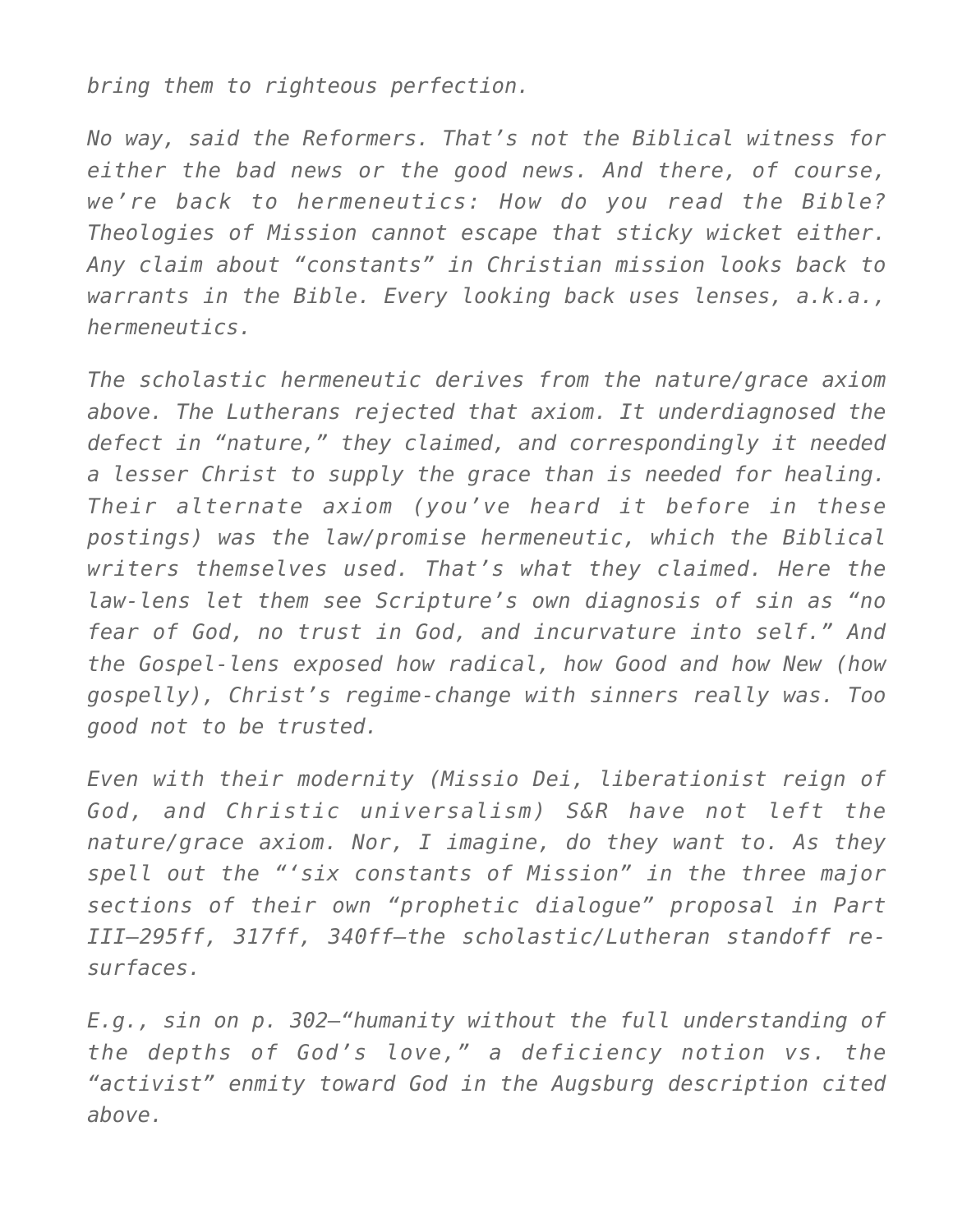*bring them to righteous perfection.*

*No way, said the Reformers. That's not the Biblical witness for either the bad news or the good news. And there, of course, we're back to hermeneutics: How do you read the Bible? Theologies of Mission cannot escape that sticky wicket either. Any claim about "constants" in Christian mission looks back to warrants in the Bible. Every looking back uses lenses, a.k.a., hermeneutics.*

*The scholastic hermeneutic derives from the nature/grace axiom above. The Lutherans rejected that axiom. It underdiagnosed the defect in "nature," they claimed, and correspondingly it needed a lesser Christ to supply the grace than is needed for healing. Their alternate axiom (you've heard it before in these postings) was the law/promise hermeneutic, which the Biblical writers themselves used. That's what they claimed. Here the law-lens let them see Scripture's own diagnosis of sin as "no fear of God, no trust in God, and incurvature into self." And the Gospel-lens exposed how radical, how Good and how New (how gospelly), Christ's regime-change with sinners really was. Too good not to be trusted.*

*Even with their modernity (Missio Dei, liberationist reign of God, and Christic universalism) S&R have not left the nature/grace axiom. Nor, I imagine, do they want to. As they spell out the "'six constants of Mission" in the three major sections of their own "prophetic dialogue" proposal in Part III—295ff, 317ff, 340ff—the scholastic/Lutheran standoff re-surfaces.*

*E.g., sin on p. 302—"humanity without the full understanding of the depths of God's love," a deficiency notion vs. the "activist" enmity toward God in the Augsburg description cited above.*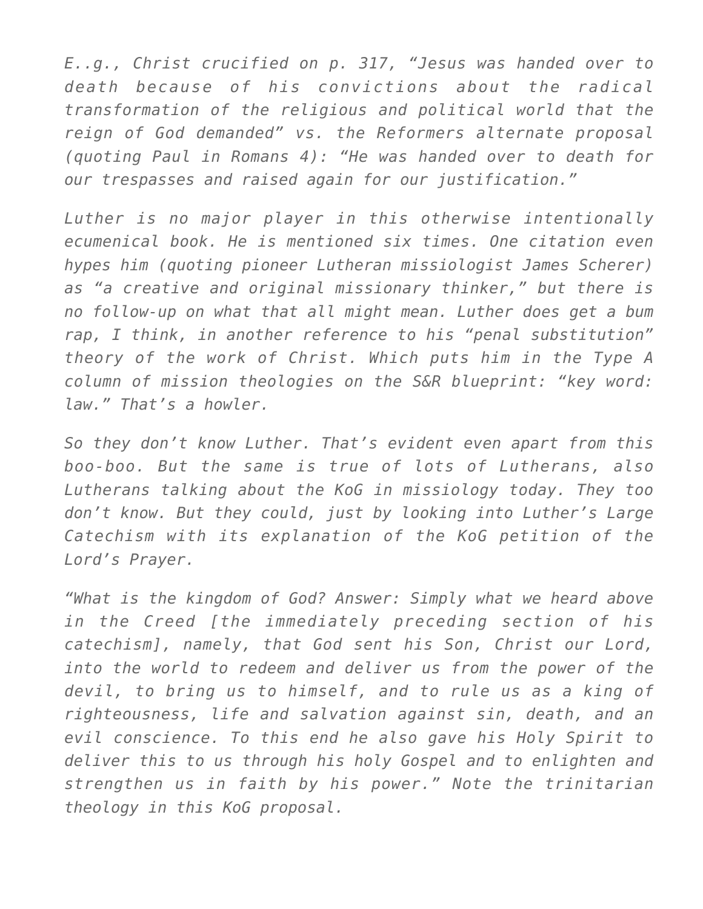*E..g., Christ crucified on p. 317, "Jesus was handed over to death because of his convictions about the radical transformation of the religious and political world that the reign of God demanded" vs. the Reformers alternate proposal (quoting Paul in Romans 4): "He was handed over to death for our trespasses and raised again for our justification."*

*Luther is no major player in this otherwise intentionally ecumenical book. He is mentioned six times. One citation even hypes him (quoting pioneer Lutheran missiologist James Scherer) as "a creative and original missionary thinker," but there is no follow-up on what that all might mean. Luther does get a bum rap, I think, in another reference to his "penal substitution" theory of the work of Christ. Which puts him in the Type A column of mission theologies on the S&R blueprint: "key word: law." That's a howler.*

*So they don't know Luther. That's evident even apart from this boo-boo. But the same is true of lots of Lutherans, also Lutherans talking about the KoG in missiology today. They too don't know. But they could, just by looking into Luther's Large Catechism with its explanation of the KoG petition of the Lord's Prayer.*

*"What is the kingdom of God? Answer: Simply what we heard above in the Creed [the immediately preceding section of his catechism], namely, that God sent his Son, Christ our Lord, into the world to redeem and deliver us from the power of the devil, to bring us to himself, and to rule us as a king of righteousness, life and salvation against sin, death, and an evil conscience. To this end he also gave his Holy Spirit to deliver this to us through his holy Gospel and to enlighten and strengthen us in faith by his power." Note the trinitarian theology in this KoG proposal.*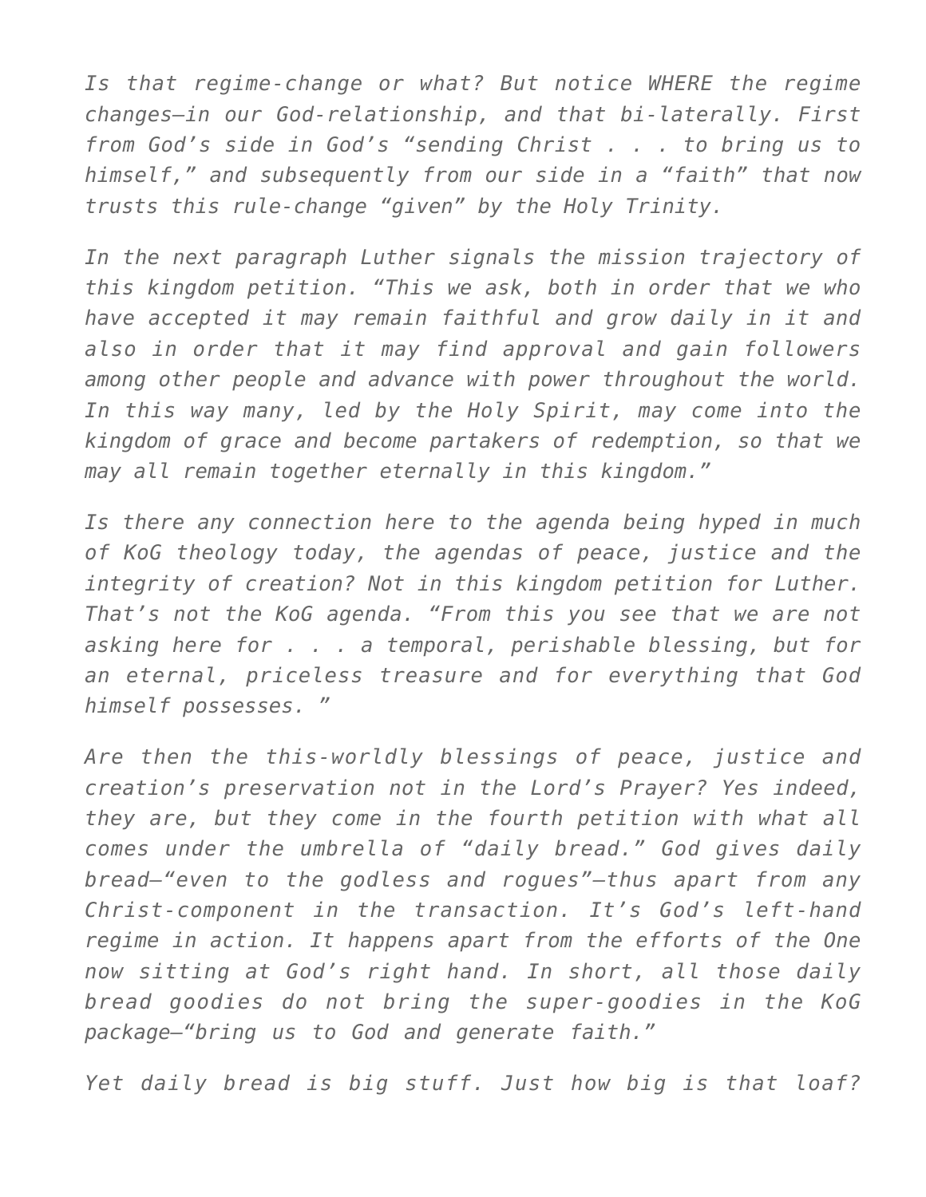*Is that regime-change or what? But notice WHERE the regime changes—in our God-relationship, and that bi-laterally. First from God's side in God's "sending Christ . . . to bring us to himself," and subsequently from our side in a "faith" that now trusts this rule-change "given" by the Holy Trinity.*

*In the next paragraph Luther signals the mission trajectory of this kingdom petition. "This we ask, both in order that we who have accepted it may remain faithful and grow daily in it and also in order that it may find approval and gain followers among other people and advance with power throughout the world. In this way many, led by the Holy Spirit, may come into the kingdom of grace and become partakers of redemption, so that we may all remain together eternally in this kingdom."*

*Is there any connection here to the agenda being hyped in much of KoG theology today, the agendas of peace, justice and the integrity of creation? Not in this kingdom petition for Luther. That's not the KoG agenda. "From this you see that we are not asking here for . . . a temporal, perishable blessing, but for an eternal, priceless treasure and for everything that God himself possesses. "*

*Are then the this-worldly blessings of peace, justice and creation's preservation not in the Lord's Prayer? Yes indeed, they are, but they come in the fourth petition with what all comes under the umbrella of "daily bread." God gives daily bread—"even to the godless and rogues"—thus apart from any Christ-component in the transaction. It's God's left-hand regime in action. It happens apart from the efforts of the One now sitting at God's right hand. In short, all those daily bread goodies do not bring the super-goodies in the KoG package—"bring us to God and generate faith."*

*Yet daily bread is big stuff. Just how big is that loaf?*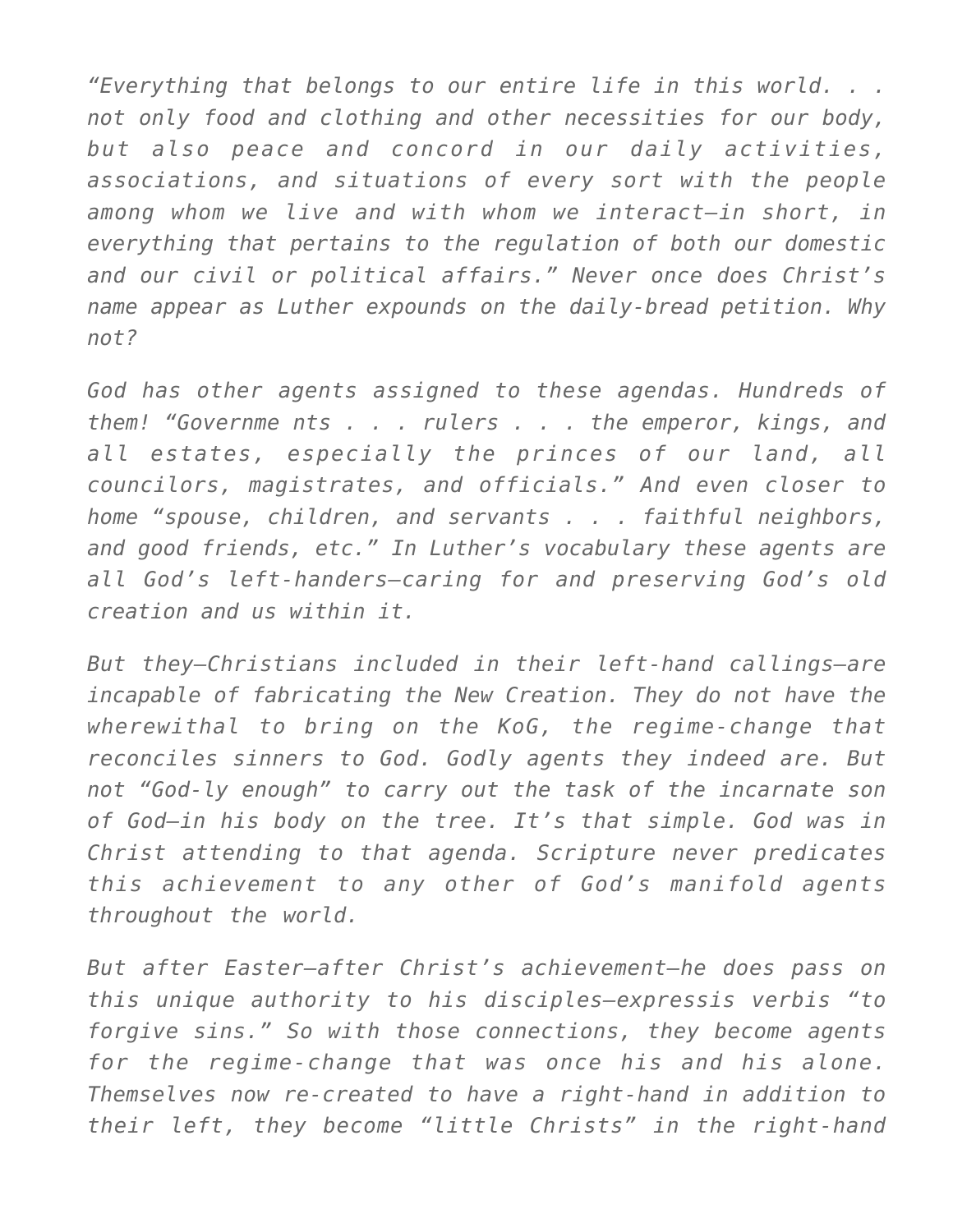*"Everything that belongs to our entire life in this world. . . not only food and clothing and other necessities for our body, but also peace and concord in our daily activities, associations, and situations of every sort with the people among whom we live and with whom we interact—in short, in everything that pertains to the regulation of both our domestic and our civil or political affairs." Never once does Christ's name appear as Luther expounds on the daily-bread petition. Why not?*

*God has other agents assigned to these agendas. Hundreds of them! "Governme nts . . . rulers . . . the emperor, kings, and all estates, especially the princes of our land, all councilors, magistrates, and officials." And even closer to home "spouse, children, and servants . . . faithful neighbors, and good friends, etc." In Luther's vocabulary these agents are all God's left-handers—caring for and preserving God's old creation and us within it.*

*But they—Christians included in their left-hand callings—are incapable of fabricating the New Creation. They do not have the wherewithal to bring on the KoG, the regime-change that reconciles sinners to God. Godly agents they indeed are. But not "God-ly enough" to carry out the task of the incarnate son of God—in his body on the tree. It's that simple. God was in Christ attending to that agenda. Scripture never predicates this achievement to any other of God's manifold agents throughout the world.*

*But after Easter—after Christ's achievement—he does pass on this unique authority to his disciples—expressis verbis "to forgive sins." So with those connections, they become agents for the regime-change that was once his and his alone. Themselves now re-created to have a right-hand in addition to their left, they become "little Christs" in the right-hand*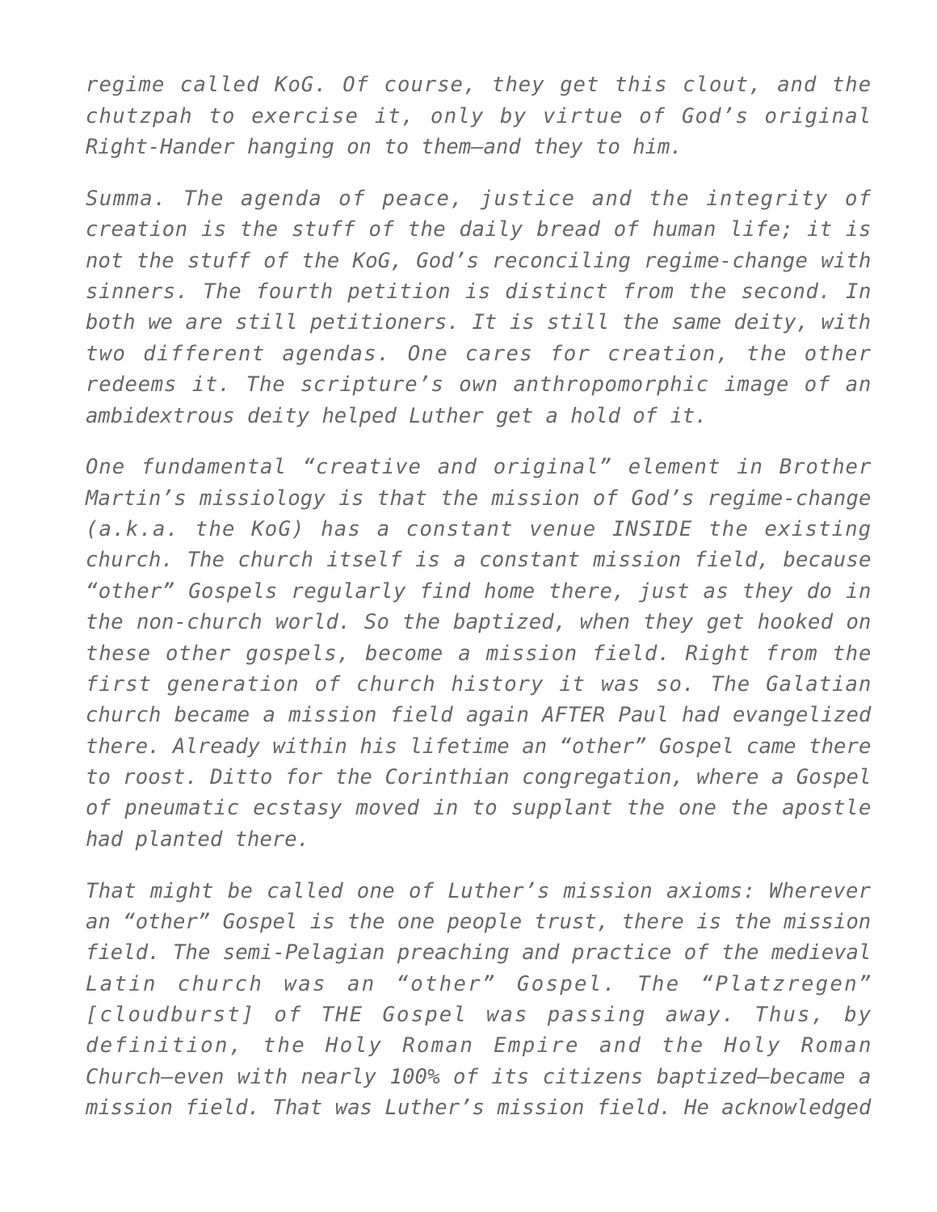*regime called KoG. Of course, they get this clout, and the chutzpah to exercise it, only by virtue of God's original Right-Hander hanging on to them—and they to him.*

*Summa. The agenda of peace, justice and the integrity of creation is the stuff of the daily bread of human life; it is not the stuff of the KoG, God's reconciling regime-change with sinners. The fourth petition is distinct from the second. In both we are still petitioners. It is still the same deity, with two different agendas. One cares for creation, the other redeems it. The scripture's own anthropomorphic image of an ambidextrous deity helped Luther get a hold of it.*

*One fundamental "creative and original" element in Brother Martin's missiology is that the mission of God's regime-change (a.k.a. the KoG) has a constant venue INSIDE the existing church. The church itself is a constant mission field, because "other" Gospels regularly find home there, just as they do in the non-church world. So the baptized, when they get hooked on these other gospels, become a mission field. Right from the first generation of church history it was so. The Galatian church became a mission field again AFTER Paul had evangelized there. Already within his lifetime an "other" Gospel came there to roost. Ditto for the Corinthian congregation, where a Gospel of pneumatic ecstasy moved in to supplant the one the apostle had planted there.*

*That might be called one of Luther's mission axioms: Wherever an "other" Gospel is the one people trust, there is the mission field. The semi-Pelagian preaching and practice of the medieval Latin church was an "other" Gospel. The "Platzregen" [cloudburst] of THE Gospel was passing away. Thus, by definition, the Holy Roman Empire and the Holy Roman Church—even with nearly 100% of its citizens baptized—became a mission field. That was Luther's mission field. He acknowledged*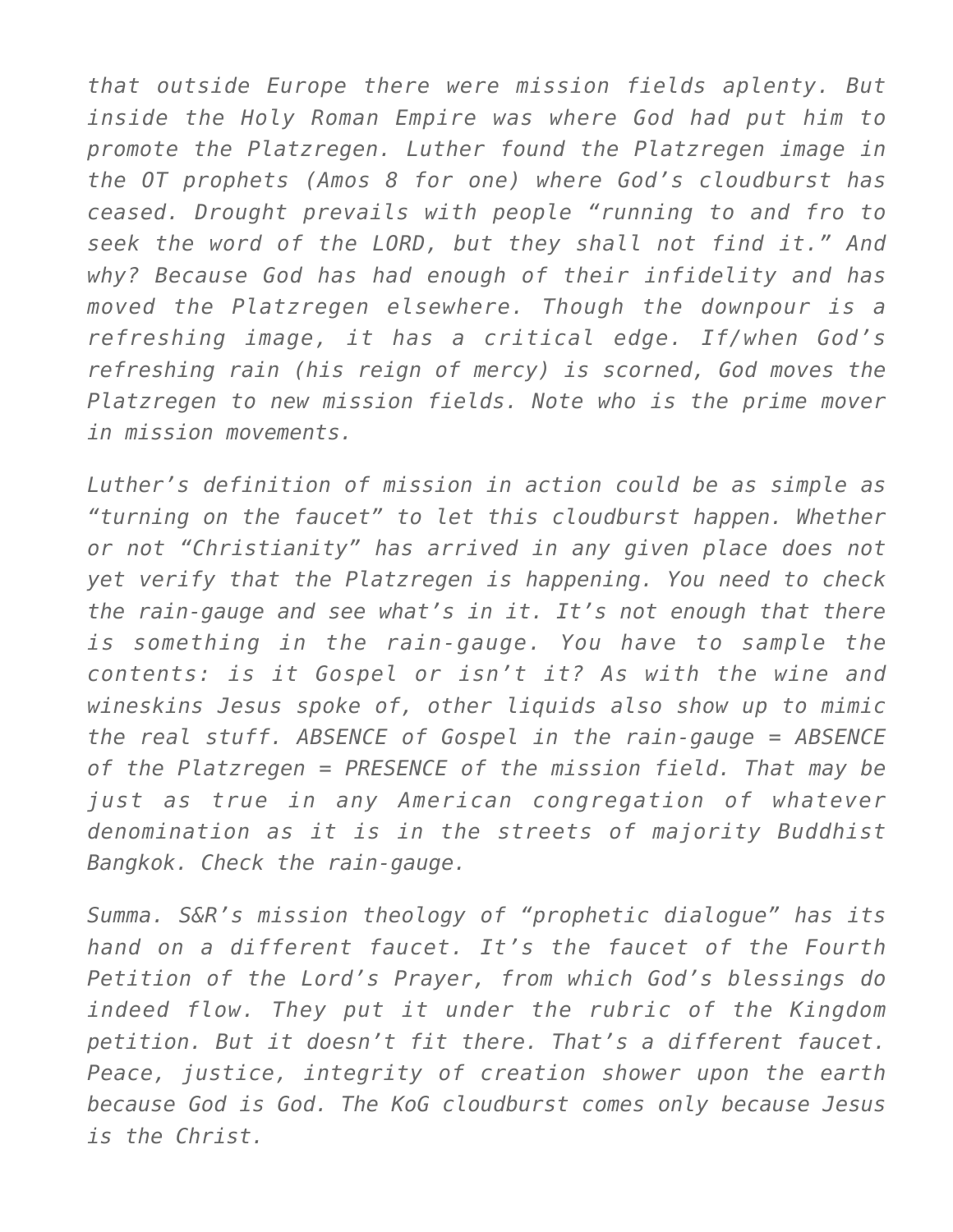*that outside Europe there were mission fields aplenty. But inside the Holy Roman Empire was where God had put him to promote the Platzregen. Luther found the Platzregen image in the OT prophets (Amos 8 for one) where God's cloudburst has ceased. Drought prevails with people "running to and fro to seek the word of the LORD, but they shall not find it." And why? Because God has had enough of their infidelity and has moved the Platzregen elsewhere. Though the downpour is a refreshing image, it has a critical edge. If/when God's refreshing rain (his reign of mercy) is scorned, God moves the Platzregen to new mission fields. Note who is the prime mover in mission movements.*

*Luther's definition of mission in action could be as simple as "turning on the faucet" to let this cloudburst happen. Whether or not "Christianity" has arrived in any given place does not yet verify that the Platzregen is happening. You need to check the rain-gauge and see what's in it. It's not enough that there is something in the rain-gauge. You have to sample the contents: is it Gospel or isn't it? As with the wine and wineskins Jesus spoke of, other liquids also show up to mimic the real stuff. ABSENCE of Gospel in the rain-gauge = ABSENCE of the Platzregen = PRESENCE of the mission field. That may be just as true in any American congregation of whatever denomination as it is in the streets of majority Buddhist Bangkok. Check the rain-gauge.*

*Summa. S&R's mission theology of "prophetic dialogue" has its hand on a different faucet. It's the faucet of the Fourth Petition of the Lord's Prayer, from which God's blessings do indeed flow. They put it under the rubric of the Kingdom petition. But it doesn't fit there. That's a different faucet. Peace, justice, integrity of creation shower upon the earth because God is God. The KoG cloudburst comes only because Jesus is the Christ.*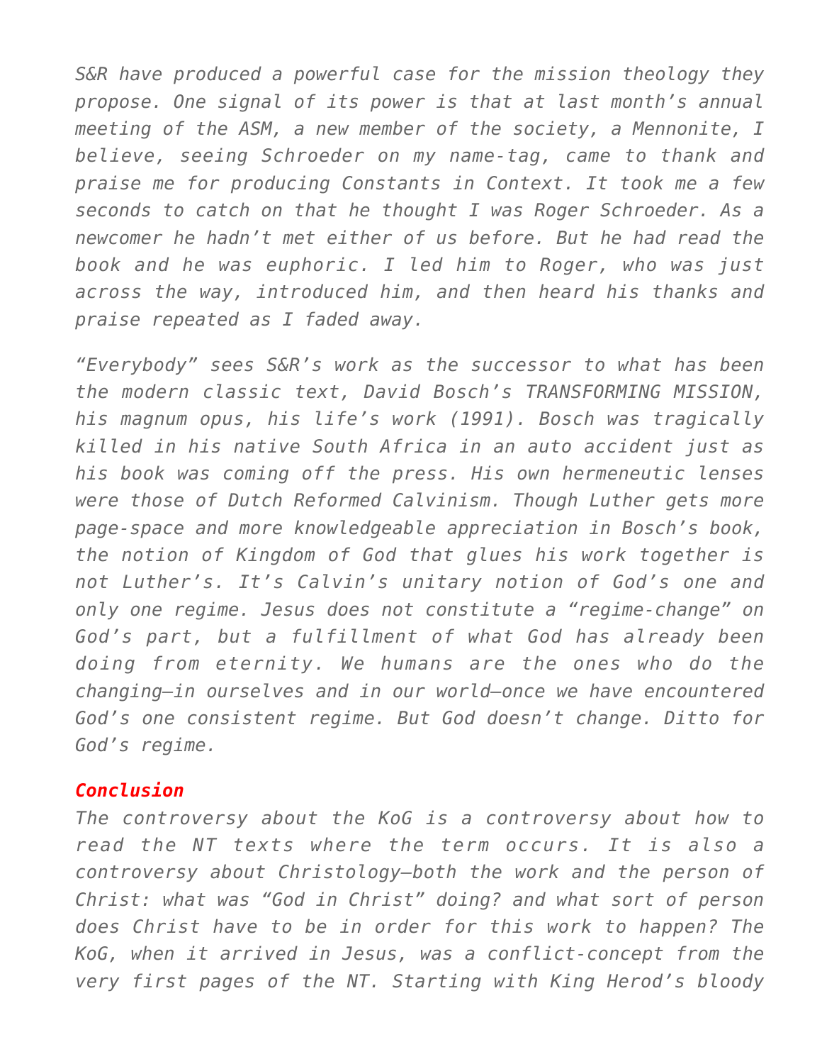*S&R have produced a powerful case for the mission theology they propose. One signal of its power is that at last month's annual meeting of the ASM, a new member of the society, a Mennonite, I believe, seeing Schroeder on my name-tag, came to thank and praise me for producing Constants in Context. It took me a few seconds to catch on that he thought I was Roger Schroeder. As a newcomer he hadn't met either of us before. But he had read the book and he was euphoric. I led him to Roger, who was just across the way, introduced him, and then heard his thanks and praise repeated as I faded away.*

*"Everybody" sees S&R's work as the successor to what has been the modern classic text, David Bosch's TRANSFORMING MISSION, his magnum opus, his life's work (1991). Bosch was tragically killed in his native South Africa in an auto accident just as his book was coming off the press. His own hermeneutic lenses were those of Dutch Reformed Calvinism. Though Luther gets more page-space and more knowledgeable appreciation in Bosch's book, the notion of Kingdom of God that glues his work together is not Luther's. It's Calvin's unitary notion of God's one and only one regime. Jesus does not constitute a "regime-change" on God's part, but a fulfillment of what God has already been doing from eternity. We humans are the ones who do the changing—in ourselves and in our world—once we have encountered God's one consistent regime. But God doesn't change. Ditto for God's regime.*

***Conclusion***

*The controversy about the KoG is a controversy about how to read the NT texts where the term occurs. It is also a controversy about Christology—both the work and the person of Christ: what was "God in Christ" doing? and what sort of person does Christ have to be in order for this work to happen? The KoG, when it arrived in Jesus, was a conflict-concept from the very first pages of the NT. Starting with King Herod's bloody*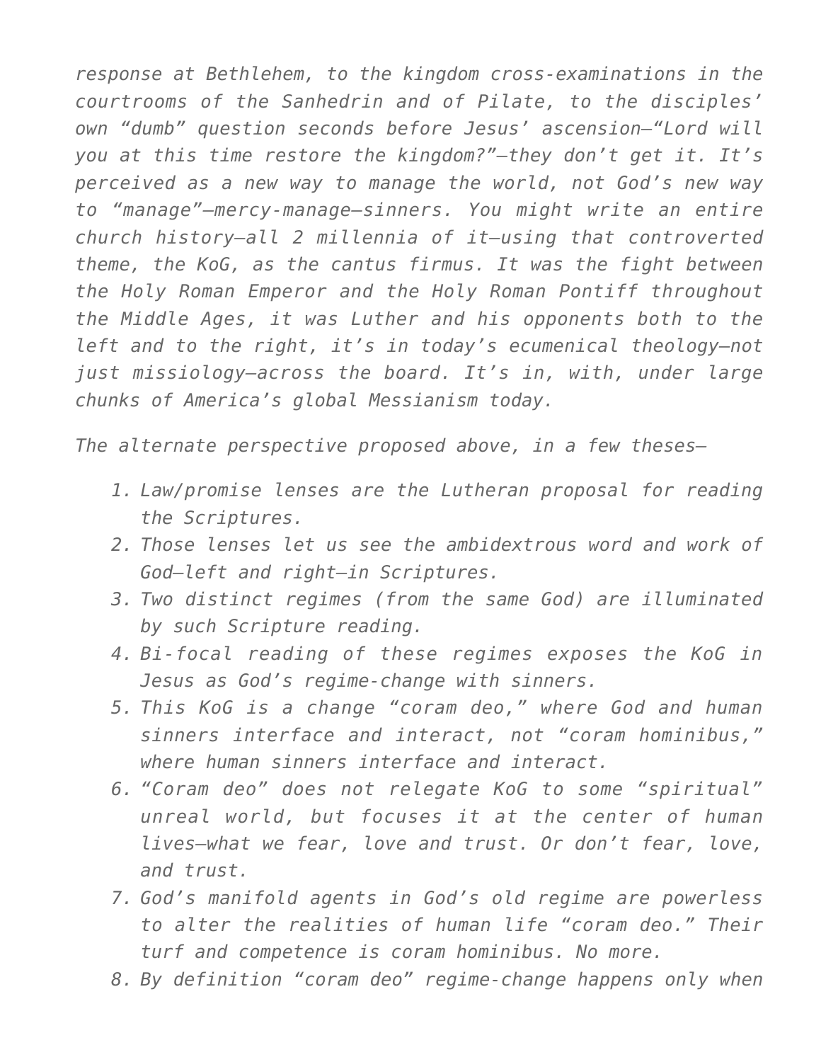*response at Bethlehem, to the kingdom cross-examinations in the courtrooms of the Sanhedrin and of Pilate, to the disciples' own "dumb" question seconds before Jesus' ascension—"Lord will you at this time restore the kingdom?"—they don't get it. It's perceived as a new way to manage the world, not God's new way to "manage"—mercy-manage—sinners. You might write an entire church history—all 2 millennia of it—using that controverted theme, the KoG, as the cantus firmus. It was the fight between the Holy Roman Emperor and the Holy Roman Pontiff throughout the Middle Ages, it was Luther and his opponents both to the left and to the right, it's in today's ecumenical theology—not just missiology—across the board. It's in, with, under large chunks of America's global Messianism today.*

*The alternate perspective proposed above, in a few theses—*

1. *Law/promise lenses are the Lutheran proposal for reading the Scriptures.*
2. *Those lenses let us see the ambidextrous word and work of God—left and right—in Scriptures.*
3. *Two distinct regimes (from the same God) are illuminated by such Scripture reading.*
4. *Bi-focal reading of these regimes exposes the KoG in Jesus as God's regime-change with sinners.*
5. *This KoG is a change "coram deo," where God and human sinners interface and interact, not "coram hominibus," where human sinners interface and interact.*
6. *"Coram deo" does not relegate KoG to some "spiritual" unreal world, but focuses it at the center of human lives—what we fear, love and trust. Or don't fear, love, and trust.*
7. *God's manifold agents in God's old regime are powerless to alter the realities of human life "coram deo." Their turf and competence is coram hominibus. No more.*
8. *By definition "coram deo" regime-change happens only when*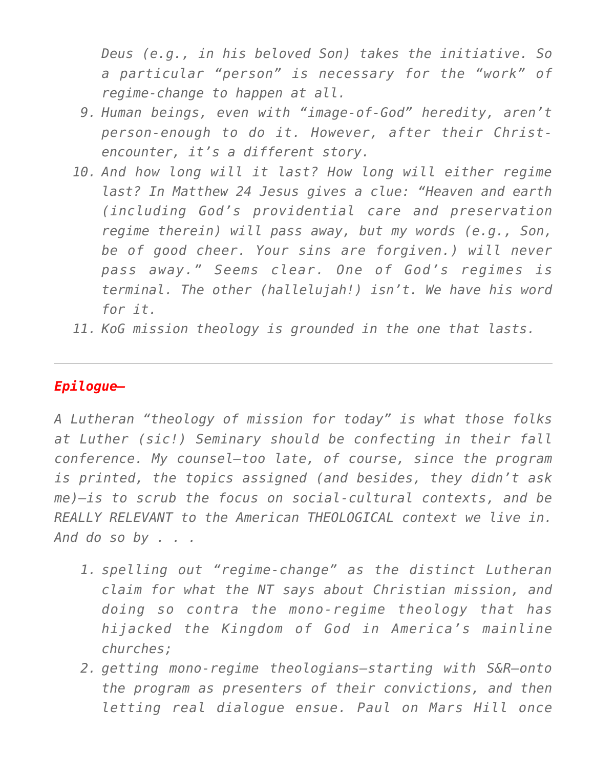*Deus (e.g., in his beloved Son) takes the initiative. So a particular "person" is necessary for the "work" of regime-change to happen at all.*

9. *Human beings, even with "image-of-God" heredity, aren't person-enough to do it. However, after their Christ-encounter, it's a different story.*
10. *And how long will it last? How long will either regime last? In Matthew 24 Jesus gives a clue: "Heaven and earth (including God's providential care and preservation regime therein) will pass away, but my words (e.g., Son, be of good cheer. Your sins are forgiven.) will never pass away." Seems clear. One of God's regimes is terminal. The other (hallelujah!) isn't. We have his word for it.*
11. *KoG mission theology is grounded in the one that lasts.*

---

***Epilogue—***

*A Lutheran "theology of mission for today" is what those folks at Luther (sic!) Seminary should be confecting in their fall conference. My counsel—too late, of course, since the program is printed, the topics assigned (and besides, they didn't ask me)—is to scrub the focus on social-cultural contexts, and be REALLY RELEVANT to the American THEOLOGICAL context we live in. And do so by . . .*

1. *spelling out "regime-change" as the distinct Lutheran claim for what the NT says about Christian mission, and doing so contra the mono-regime theology that has hijacked the Kingdom of God in America's mainline churches;*
2. *getting mono-regime theologians—starting with S&R—onto the program as presenters of their convictions, and then letting real dialogue ensue. Paul on Mars Hill once*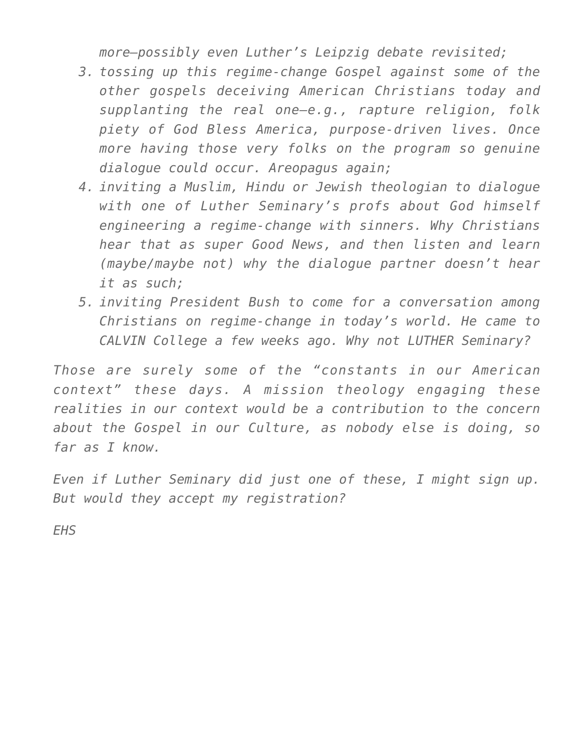*more—possibly even Luther's Leipzig debate revisited;*

3. *tossing up this regime-change Gospel against some of the other gospels deceiving American Christians today and supplanting the real one—e.g., rapture religion, folk piety of God Bless America, purpose-driven lives. Once more having those very folks on the program so genuine dialogue could occur. Areopagus again;*
4. *inviting a Muslim, Hindu or Jewish theologian to dialogue with one of Luther Seminary's profs about God himself engineering a regime-change with sinners. Why Christians hear that as super Good News, and then listen and learn (maybe/maybe not) why the dialogue partner doesn't hear it as such;*
5. *inviting President Bush to come for a conversation among Christians on regime-change in today's world. He came to CALVIN College a few weeks ago. Why not LUTHER Seminary?*

*Those are surely some of the "constants in our American context" these days. A mission theology engaging these realities in our context would be a contribution to the concern about the Gospel in our Culture, as nobody else is doing, so far as I know.*

*Even if Luther Seminary did just one of these, I might sign up. But would they accept my registration?*

*EHS*